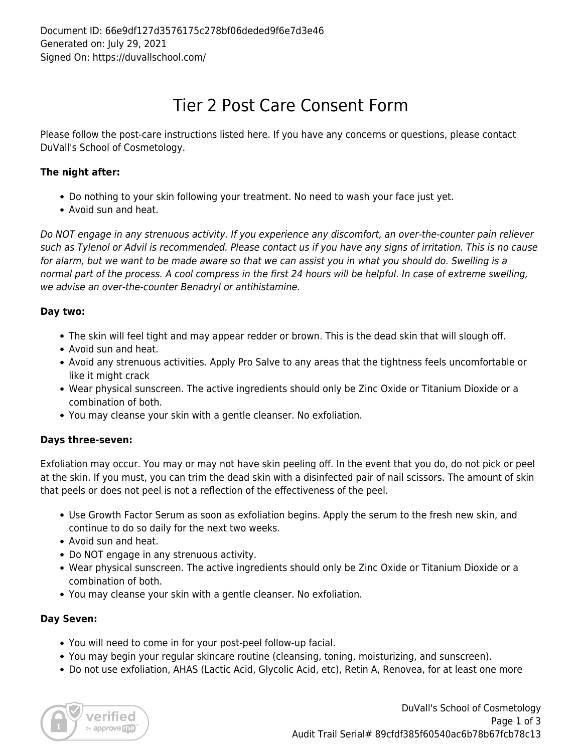Document ID: 66e9df127d3576175c278bf06deded9f6e7d3e46
Generated on: July 29, 2021
Signed On: https://duvallschool.com/

# Tier 2 Post Care Consent Form

Please follow the post-care instructions listed here. If you have any concerns or questions, please contact DuVall's School of Cosmetology.

**The night after:**

- Do nothing to your skin following your treatment. No need to wash your face just yet.
- Avoid sun and heat.

*Do NOT engage in any strenuous activity. If you experience any discomfort, an over-the-counter pain reliever such as Tylenol or Advil is recommended. Please contact us if you have any signs of irritation. This is no cause for alarm, but we want to be made aware so that we can assist you in what you should do. Swelling is a normal part of the process. A cool compress in the first 24 hours will be helpful. In case of extreme swelling, we advise an over-the-counter Benadryl or antihistamine.*

**Day two:**

- The skin will feel tight and may appear redder or brown. This is the dead skin that will slough off.
- Avoid sun and heat.
- Avoid any strenuous activities. Apply Pro Salve to any areas that the tightness feels uncomfortable or like it might crack
- Wear physical sunscreen. The active ingredients should only be Zinc Oxide or Titanium Dioxide or a combination of both.
- You may cleanse your skin with a gentle cleanser. No exfoliation.

**Days three-seven:**

Exfoliation may occur. You may or may not have skin peeling off. In the event that you do, do not pick or peel at the skin. If you must, you can trim the dead skin with a disinfected pair of nail scissors. The amount of skin that peels or does not peel is not a reflection of the effectiveness of the peel.

- Use Growth Factor Serum as soon as exfoliation begins. Apply the serum to the fresh new skin, and continue to do so daily for the next two weeks.
- Avoid sun and heat.
- Do NOT engage in any strenuous activity.
- Wear physical sunscreen. The active ingredients should only be Zinc Oxide or Titanium Dioxide or a combination of both.
- You may cleanse your skin with a gentle cleanser. No exfoliation.

**Day Seven:**

- You will need to come in for your post-peel follow-up facial.
- You may begin your regular skincare routine (cleansing, toning, moisturizing, and sunscreen).
- Do not use exfoliation, AHAS (Lactic Acid, Glycolic Acid, etc), Retin A, Renovea, for at least one more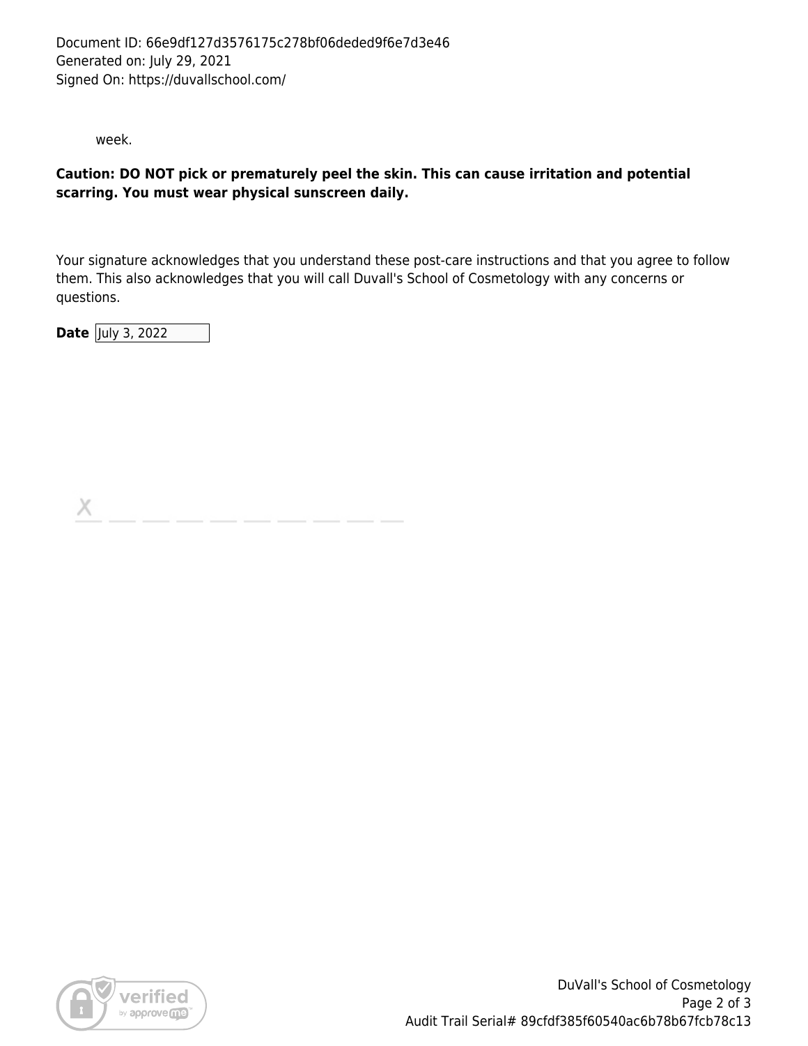week.

**Caution: DO NOT pick or prematurely peel the skin. This can cause irritation and potential scarring. You must wear physical sunscreen daily.**

Your signature acknowledges that you understand these post-care instructions and that you agree to follow them. This also acknowledges that you will call Duvall's School of Cosmetology with any concerns or questions.

**Date** July 3, 2022

X \_\_\_\_\_\_\_\_\_\_\_\_\_\_\_\_\_\_\_\_\_\_\_\_\_\_\_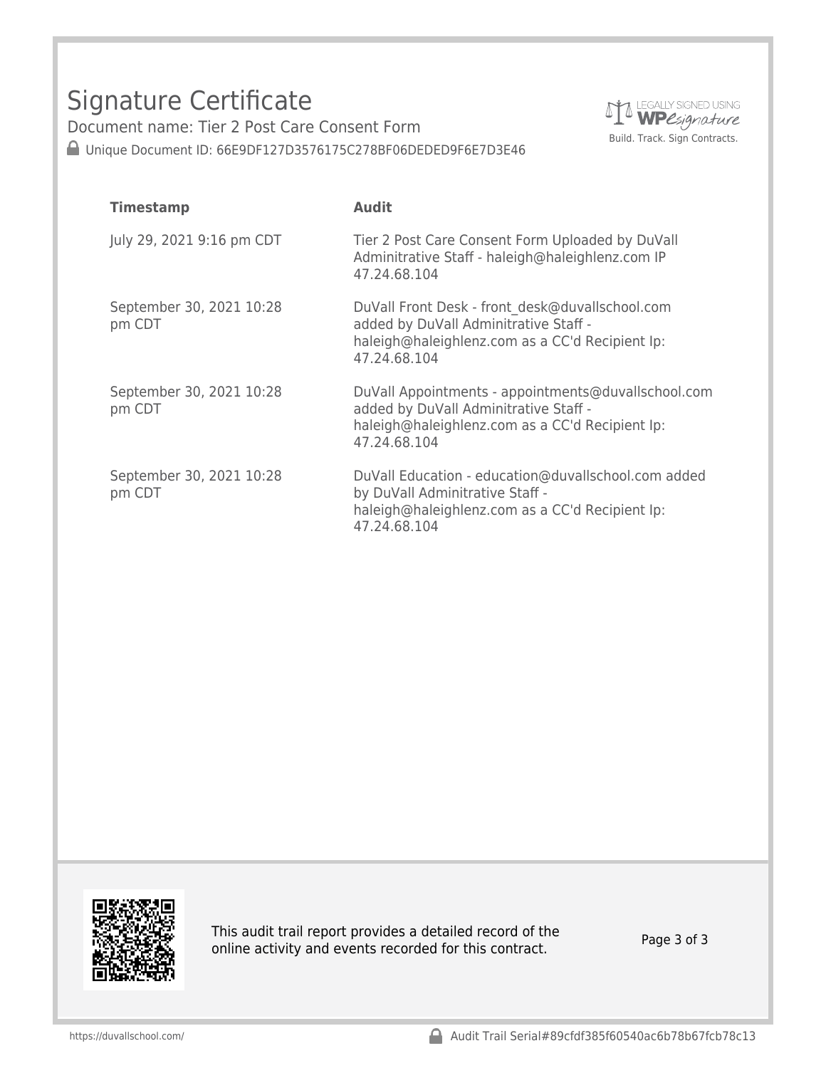# Signature Certificate

Document name: Tier 2 Post Care Consent Form

Unique Document ID: 66E9DF127D3576175C278BF06DEDED9F6E7D3E46

LEGALLY SIGNED USING WPesignature
Build. Track. Sign Contracts.

| Timestamp | Audit |
|---|---|
| July 29, 2021 9:16 pm CDT | Tier 2 Post Care Consent Form Uploaded by DuVall Adminitrative Staff - haleigh@haleighlenz.com IP 47.24.68.104 |
| September 30, 2021 10:28 pm CDT | DuVall Front Desk - front_desk@duvallschool.com added by DuVall Adminitrative Staff - haleigh@haleighlenz.com as a CC'd Recipient Ip: 47.24.68.104 |
| September 30, 2021 10:28 pm CDT | DuVall Appointments - appointments@duvallschool.com added by DuVall Adminitrative Staff - haleigh@haleighlenz.com as a CC'd Recipient Ip: 47.24.68.104 |
| September 30, 2021 10:28 pm CDT | DuVall Education - education@duvallschool.com added by DuVall Adminitrative Staff - haleigh@haleighlenz.com as a CC'd Recipient Ip: 47.24.68.104 |

This audit trail report provides a detailed record of the online activity and events recorded for this contract.

https://duvallschool.com/

Audit Trail Serial#89cfdf385f60540ac6b78b67fcb78c13